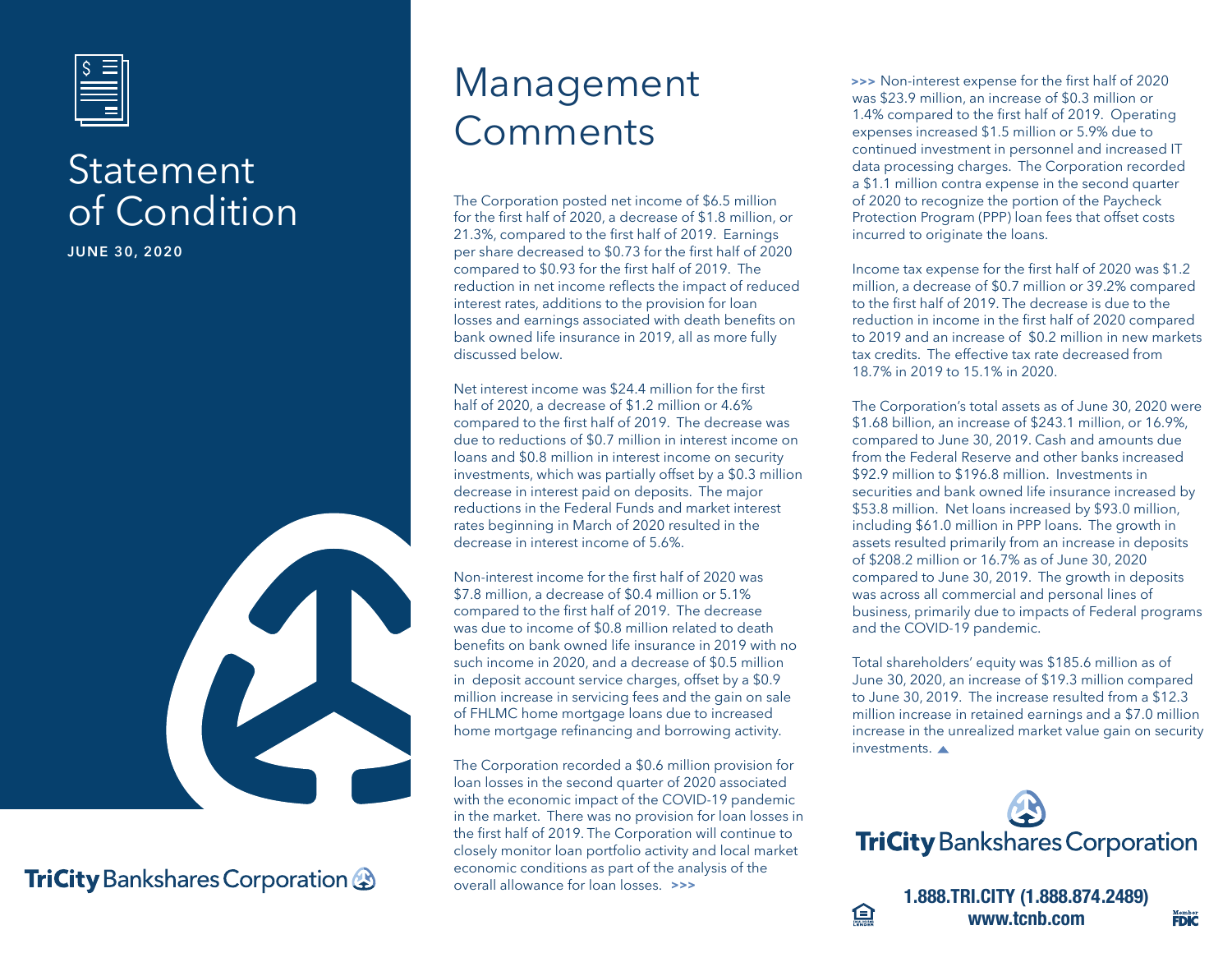# Statement of Condition

**JUNE 30, 2020**

TriCity Bankshares Corporation

# Management Comments

The Corporation posted net income of $6.5 million for the first half of 2020, a decrease of $1.8 million, or 21.3%, compared to the first half of 2019. Earnings per share decreased to $0.73 for the first half of 2020 compared to $0.93 for the first half of 2019. The reduction in net income reflects the impact of reduced interest rates, additions to the provision for loan losses and earnings associated with death benefits on bank owned life insurance in 2019, all as more fully discussed below.

Net interest income was $24.4 million for the first half of 2020, a decrease of $1.2 million or 4.6% compared to the first half of 2019. The decrease was due to reductions of $0.7 million in interest income on loans and $0.8 million in interest income on security investments, which was partially offset by a $0.3 million decrease in interest paid on deposits. The major reductions in the Federal Funds and market interest rates beginning in March of 2020 resulted in the decrease in interest income of 5.6%.

Non-interest income for the first half of 2020 was $7.8 million, a decrease of $0.4 million or 5.1% compared to the first half of 2019. The decrease was due to income of $0.8 million related to death benefits on bank owned life insurance in 2019 with no such income in 2020, and a decrease of $0.5 million in deposit account service charges, offset by a $0.9 million increase in servicing fees and the gain on sale of FHLMC home mortgage loans due to increased home mortgage refinancing and borrowing activity.

The Corporation recorded a $0.6 million provision for loan losses in the second quarter of 2020 associated with the economic impact of the COVID-19 pandemic in the market. There was no provision for loan losses in the first half of 2019. The Corporation will continue to closely monitor loan portfolio activity and local market economic conditions as part of the analysis of the overall allowance for loan losses. >>>

>>> Non-interest expense for the first half of 2020 was $23.9 million, an increase of $0.3 million or 1.4% compared to the first half of 2019. Operating expenses increased $1.5 million or 5.9% due to continued investment in personnel and increased IT data processing charges. The Corporation recorded a $1.1 million contra expense in the second quarter of 2020 to recognize the portion of the Paycheck Protection Program (PPP) loan fees that offset costs incurred to originate the loans.

Income tax expense for the first half of 2020 was $1.2 million, a decrease of $0.7 million or 39.2% compared to the first half of 2019. The decrease is due to the reduction in income in the first half of 2020 compared to 2019 and an increase of $0.2 million in new markets tax credits. The effective tax rate decreased from 18.7% in 2019 to 15.1% in 2020.

The Corporation's total assets as of June 30, 2020 were $1.68 billion, an increase of $243.1 million, or 16.9%, compared to June 30, 2019. Cash and amounts due from the Federal Reserve and other banks increased $92.9 million to $196.8 million. Investments in securities and bank owned life insurance increased by $53.8 million. Net loans increased by $93.0 million, including $61.0 million in PPP loans. The growth in assets resulted primarily from an increase in deposits of $208.2 million or 16.7% as of June 30, 2020 compared to June 30, 2019. The growth in deposits was across all commercial and personal lines of business, primarily due to impacts of Federal programs and the COVID-19 pandemic.

Total shareholders' equity was $185.6 million as of June 30, 2020, an increase of $19.3 million compared to June 30, 2019. The increase resulted from a $12.3 million increase in retained earnings and a $7.0 million increase in the unrealized market value gain on security investments. ▲

TriCity Bankshares Corporation

**1.888.TRI.CITY (1.888.874.2489)**
**www.tcnb.com**

Member FDIC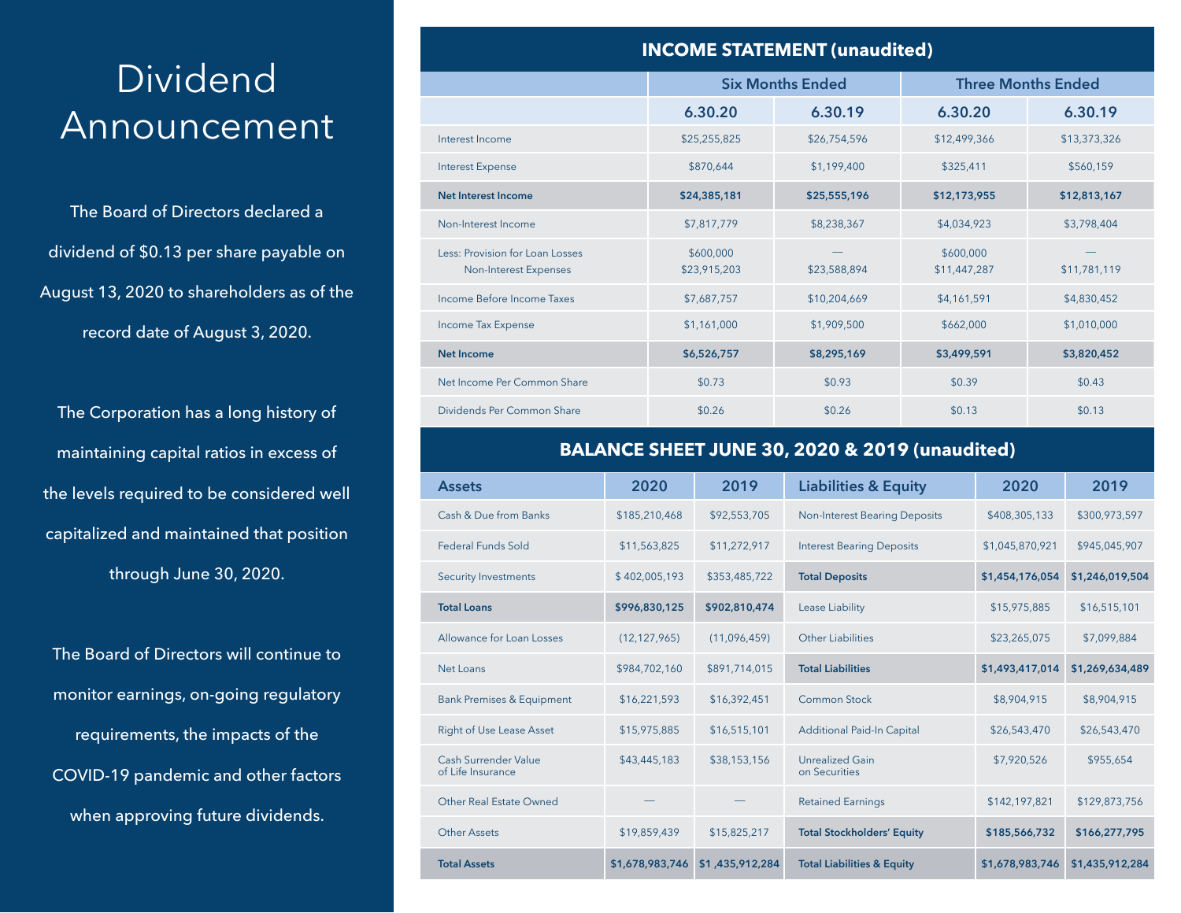# Dividend Announcement

The Board of Directors declared a dividend of $0.13 per share payable on August 13, 2020 to shareholders as of the record date of August 3, 2020.

The Corporation has a long history of maintaining capital ratios in excess of the levels required to be considered well capitalized and maintained that position through June 30, 2020.

The Board of Directors will continue to monitor earnings, on-going regulatory requirements, the impacts of the COVID-19 pandemic and other factors when approving future dividends.

## INCOME STATEMENT (unaudited)

| | Six Months Ended | | Three Months Ended | |
|---|---|---|---|---|
| | **6.30.20** | **6.30.19** | **6.30.20** | **6.30.19** |
| Interest Income | $25,255,825 | $26,754,596 | $12,499,366 | $13,373,326 |
| Interest Expense | $870,644 | $1,199,400 | $325,411 | $560,159 |
| **Net Interest Income** | **$24,385,181** | **$25,555,196** | **$12,173,955** | **$12,813,167** |
| Non-Interest Income | $7,817,779 | $8,238,367 | $4,034,923 | $3,798,404 |
| Less: Provision for Loan Losses | $600,000 | — | $600,000 | — |
| Non-Interest Expenses | $23,915,203 | $23,588,894 | $11,447,287 | $11,781,119 |
| Income Before Income Taxes | $7,687,757 | $10,204,669 | $4,161,591 | $4,830,452 |
| Income Tax Expense | $1,161,000 | $1,909,500 | $662,000 | $1,010,000 |
| **Net Income** | **$6,526,757** | **$8,295,169** | **$3,499,591** | **$3,820,452** |
| Net Income Per Common Share | $0.73 | $0.93 | $0.39 | $0.43 |
| Dividends Per Common Share | $0.26 | $0.26 | $0.13 | $0.13 |

## BALANCE SHEET JUNE 30, 2020 & 2019 (unaudited)

| Assets | 2020 | 2019 | Liabilities & Equity | 2020 | 2019 |
|---|---|---|---|---|---|
| Cash & Due from Banks | $185,210,468 | $92,553,705 | Non-Interest Bearing Deposits | $408,305,133 | $300,973,597 |
| Federal Funds Sold | $11,563,825 | $11,272,917 | Interest Bearing Deposits | $1,045,870,921 | $945,045,907 |
| Security Investments | $ 402,005,193 | $353,485,722 | **Total Deposits** | **$1,454,176,054** | **$1,246,019,504** |
| **Total Loans** | **$996,830,125** | **$902,810,474** | Lease Liability | $15,975,885 | $16,515,101 |
| Allowance for Loan Losses | (12,127,965) | (11,096,459) | Other Liabilities | $23,265,075 | $7,099,884 |
| Net Loans | $984,702,160 | $891,714,015 | **Total Liabilities** | **$1,493,417,014** | **$1,269,634,489** |
| Bank Premises & Equipment | $16,221,593 | $16,392,451 | Common Stock | $8,904,915 | $8,904,915 |
| Right of Use Lease Asset | $15,975,885 | $16,515,101 | Additional Paid-In Capital | $26,543,470 | $26,543,470 |
| Cash Surrender Value of Life Insurance | $43,445,183 | $38,153,156 | Unrealized Gain on Securities | $7,920,526 | $955,654 |
| Other Real Estate Owned | — | — | Retained Earnings | $142,197,821 | $129,873,756 |
| Other Assets | $19,859,439 | $15,825,217 | **Total Stockholders' Equity** | **$185,566,732** | **$166,277,795** |
| **Total Assets** | **$1,678,983,746** | **$1 ,435,912,284** | **Total Liabilities & Equity** | **$1,678,983,746** | **$1,435,912,284** |